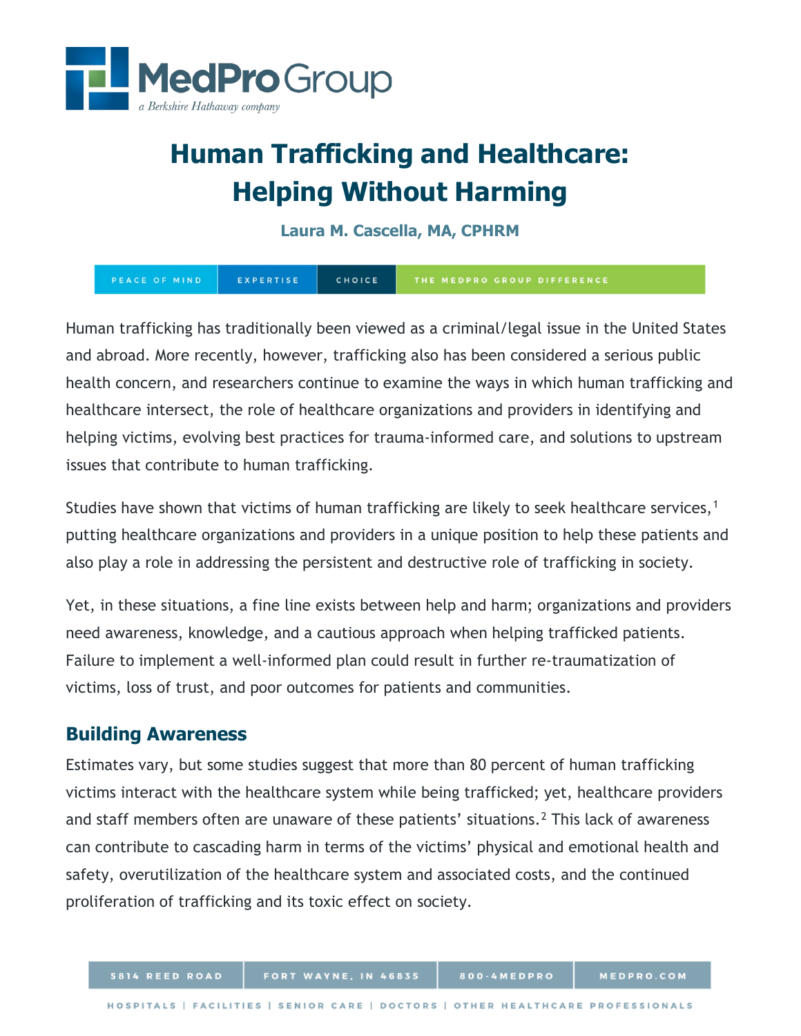# Human Trafficking and Healthcare: Helping Without Harming

**Laura M. Cascella, MA, CPHRM**

Human trafficking has traditionally been viewed as a criminal/legal issue in the United States and abroad. More recently, however, trafficking also has been considered a serious public health concern, and researchers continue to examine the ways in which human trafficking and healthcare intersect, the role of healthcare organizations and providers in identifying and helping victims, evolving best practices for trauma-informed care, and solutions to upstream issues that contribute to human trafficking.

Studies have shown that victims of human trafficking are likely to seek healthcare services,[1] putting healthcare organizations and providers in a unique position to help these patients and also play a role in addressing the persistent and destructive role of trafficking in society.

Yet, in these situations, a fine line exists between help and harm; organizations and providers need awareness, knowledge, and a cautious approach when helping trafficked patients. Failure to implement a well-informed plan could result in further re-traumatization of victims, loss of trust, and poor outcomes for patients and communities.

## Building Awareness

Estimates vary, but some studies suggest that more than 80 percent of human trafficking victims interact with the healthcare system while being trafficked; yet, healthcare providers and staff members often are unaware of these patients' situations.[2] This lack of awareness can contribute to cascading harm in terms of the victims' physical and emotional health and safety, overutilization of the healthcare system and associated costs, and the continued proliferation of trafficking and its toxic effect on society.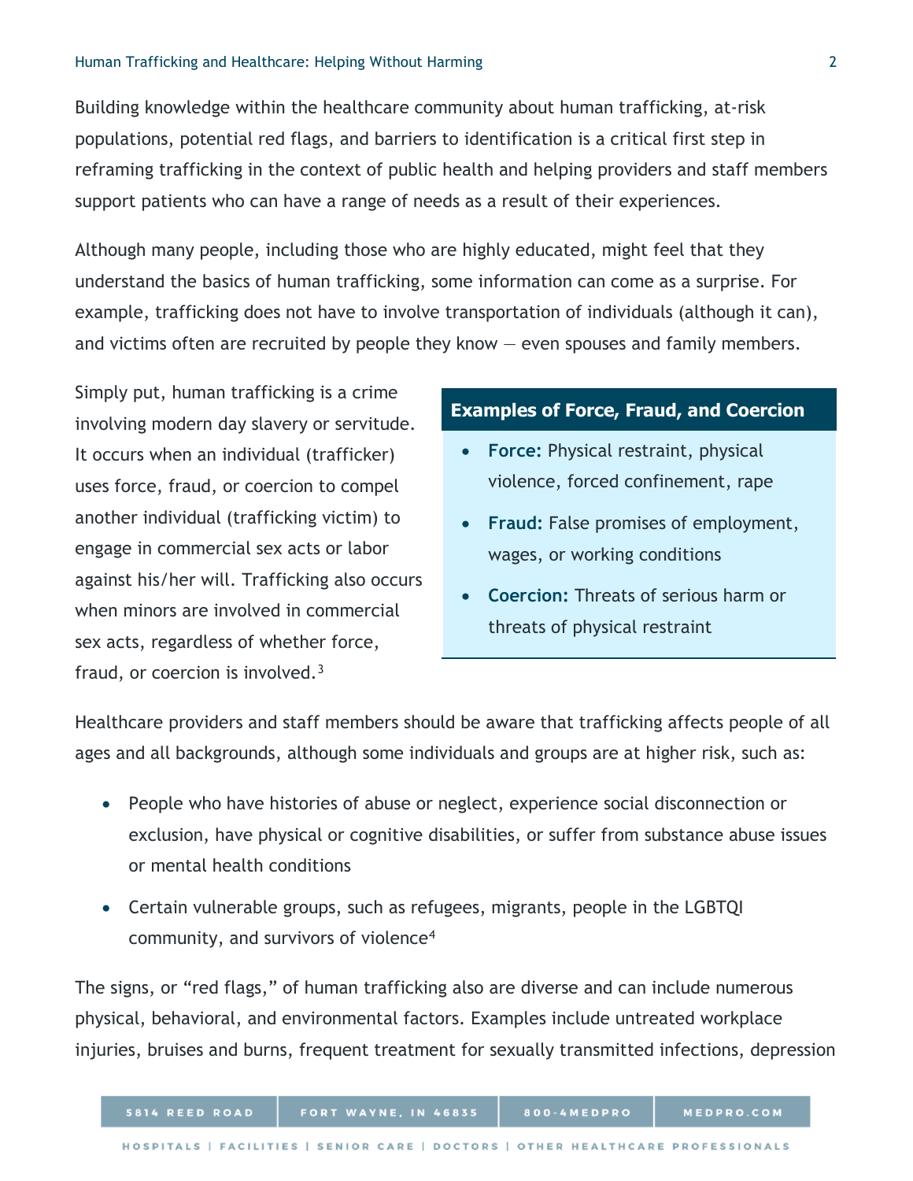Building knowledge within the healthcare community about human trafficking, at-risk populations, potential red flags, and barriers to identification is a critical first step in reframing trafficking in the context of public health and helping providers and staff members support patients who can have a range of needs as a result of their experiences.

Although many people, including those who are highly educated, might feel that they understand the basics of human trafficking, some information can come as a surprise. For example, trafficking does not have to involve transportation of individuals (although it can), and victims often are recruited by people they know — even spouses and family members.

Simply put, human trafficking is a crime involving modern day slavery or servitude. It occurs when an individual (trafficker) uses force, fraud, or coercion to compel another individual (trafficking victim) to engage in commercial sex acts or labor against his/her will. Trafficking also occurs when minors are involved in commercial sex acts, regardless of whether force, fraud, or coercion is involved.[3]

**Examples of Force, Fraud, and Coercion**

- **Force:** Physical restraint, physical violence, forced confinement, rape
- **Fraud:** False promises of employment, wages, or working conditions
- **Coercion:** Threats of serious harm or threats of physical restraint

Healthcare providers and staff members should be aware that trafficking affects people of all ages and all backgrounds, although some individuals and groups are at higher risk, such as:

- People who have histories of abuse or neglect, experience social disconnection or exclusion, have physical or cognitive disabilities, or suffer from substance abuse issues or mental health conditions
- Certain vulnerable groups, such as refugees, migrants, people in the LGBTQI community, and survivors of violence[4]

The signs, or "red flags," of human trafficking also are diverse and can include numerous physical, behavioral, and environmental factors. Examples include untreated workplace injuries, bruises and burns, frequent treatment for sexually transmitted infections, depression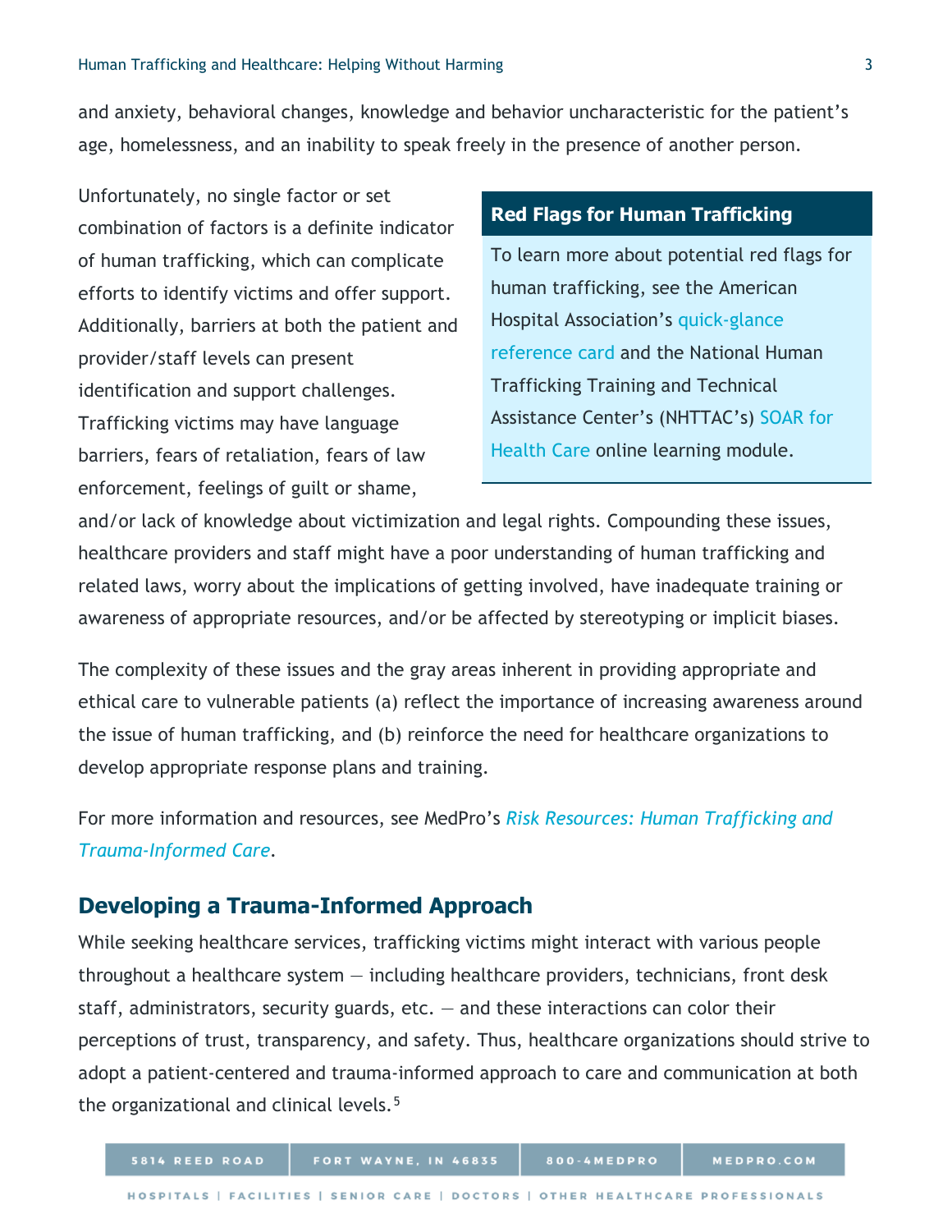and anxiety, behavioral changes, knowledge and behavior uncharacteristic for the patient's age, homelessness, and an inability to speak freely in the presence of another person.

Unfortunately, no single factor or set combination of factors is a definite indicator of human trafficking, which can complicate efforts to identify victims and offer support. Additionally, barriers at both the patient and provider/staff levels can present identification and support challenges. Trafficking victims may have language barriers, fears of retaliation, fears of law enforcement, feelings of guilt or shame, and/or lack of knowledge about victimization and legal rights. Compounding these issues, healthcare providers and staff might have a poor understanding of human trafficking and related laws, worry about the implications of getting involved, have inadequate training or awareness of appropriate resources, and/or be affected by stereotyping or implicit biases.

> **Red Flags for Human Trafficking**
>
> To learn more about potential red flags for human trafficking, see the American Hospital Association's quick-glance reference card and the National Human Trafficking Training and Technical Assistance Center's (NHTTAC's) SOAR for Health Care online learning module.

The complexity of these issues and the gray areas inherent in providing appropriate and ethical care to vulnerable patients (a) reflect the importance of increasing awareness around the issue of human trafficking, and (b) reinforce the need for healthcare organizations to develop appropriate response plans and training.

For more information and resources, see MedPro's *Risk Resources: Human Trafficking and Trauma-Informed Care*.

## Developing a Trauma-Informed Approach

While seeking healthcare services, trafficking victims might interact with various people throughout a healthcare system — including healthcare providers, technicians, front desk staff, administrators, security guards, etc. — and these interactions can color their perceptions of trust, transparency, and safety. Thus, healthcare organizations should strive to adopt a patient-centered and trauma-informed approach to care and communication at both the organizational and clinical levels.[5]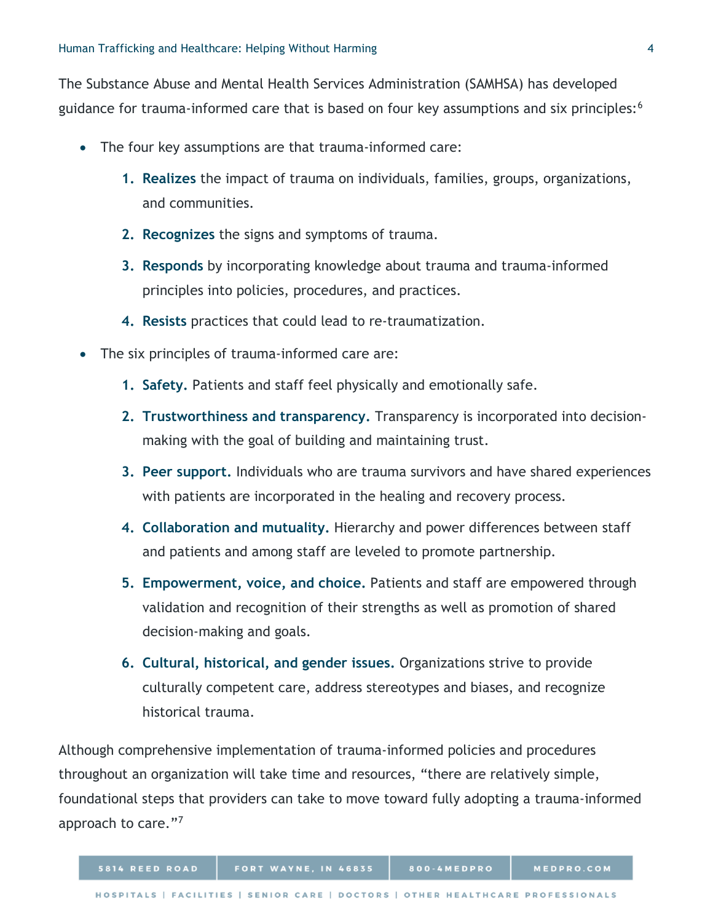The Substance Abuse and Mental Health Services Administration (SAMHSA) has developed guidance for trauma-informed care that is based on four key assumptions and six principles:[6]

- The four key assumptions are that trauma-informed care:
  1. **Realizes** the impact of trauma on individuals, families, groups, organizations, and communities.
  2. **Recognizes** the signs and symptoms of trauma.
  3. **Responds** by incorporating knowledge about trauma and trauma-informed principles into policies, procedures, and practices.
  4. **Resists** practices that could lead to re-traumatization.
- The six principles of trauma-informed care are:
  1. **Safety.** Patients and staff feel physically and emotionally safe.
  2. **Trustworthiness and transparency.** Transparency is incorporated into decision-making with the goal of building and maintaining trust.
  3. **Peer support.** Individuals who are trauma survivors and have shared experiences with patients are incorporated in the healing and recovery process.
  4. **Collaboration and mutuality.** Hierarchy and power differences between staff and patients and among staff are leveled to promote partnership.
  5. **Empowerment, voice, and choice.** Patients and staff are empowered through validation and recognition of their strengths as well as promotion of shared decision-making and goals.
  6. **Cultural, historical, and gender issues.** Organizations strive to provide culturally competent care, address stereotypes and biases, and recognize historical trauma.

Although comprehensive implementation of trauma-informed policies and procedures throughout an organization will take time and resources, "there are relatively simple, foundational steps that providers can take to move toward fully adopting a trauma-informed approach to care."[7]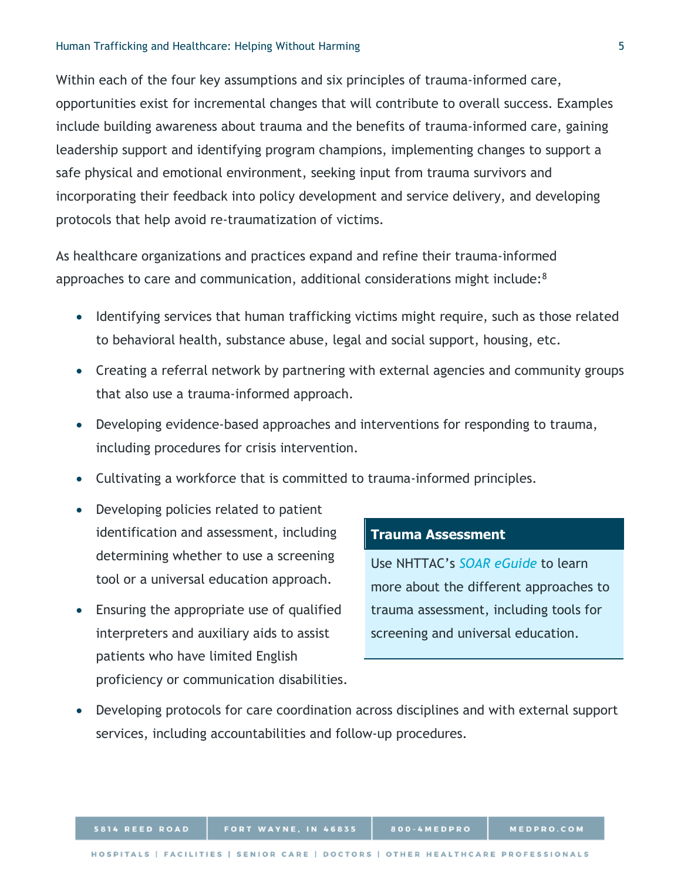Within each of the four key assumptions and six principles of trauma-informed care, opportunities exist for incremental changes that will contribute to overall success. Examples include building awareness about trauma and the benefits of trauma-informed care, gaining leadership support and identifying program champions, implementing changes to support a safe physical and emotional environment, seeking input from trauma survivors and incorporating their feedback into policy development and service delivery, and developing protocols that help avoid re-traumatization of victims.

As healthcare organizations and practices expand and refine their trauma-informed approaches to care and communication, additional considerations might include:[8]

- Identifying services that human trafficking victims might require, such as those related to behavioral health, substance abuse, legal and social support, housing, etc.
- Creating a referral network by partnering with external agencies and community groups that also use a trauma-informed approach.
- Developing evidence-based approaches and interventions for responding to trauma, including procedures for crisis intervention.
- Cultivating a workforce that is committed to trauma-informed principles.
- Developing policies related to patient identification and assessment, including determining whether to use a screening tool or a universal education approach.
- Ensuring the appropriate use of qualified interpreters and auxiliary aids to assist patients who have limited English proficiency or communication disabilities.
- Developing protocols for care coordination across disciplines and with external support services, including accountabilities and follow-up procedures.

**Trauma Assessment**

Use NHTTAC's *SOAR eGuide* to learn more about the different approaches to trauma assessment, including tools for screening and universal education.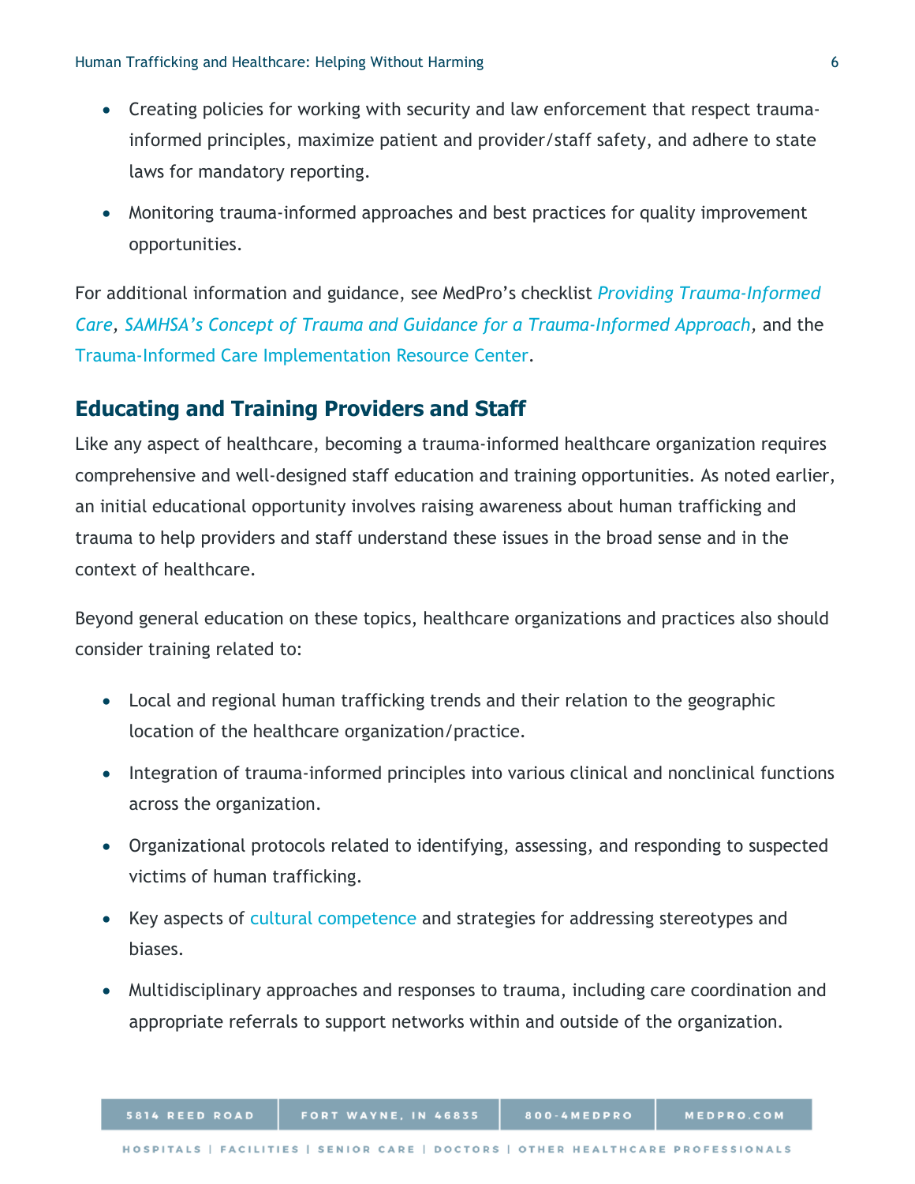- Creating policies for working with security and law enforcement that respect trauma-informed principles, maximize patient and provider/staff safety, and adhere to state laws for mandatory reporting.
- Monitoring trauma-informed approaches and best practices for quality improvement opportunities.

For additional information and guidance, see MedPro's checklist *Providing Trauma-Informed Care*, *SAMHSA's Concept of Trauma and Guidance for a Trauma-Informed Approach*, and the Trauma-Informed Care Implementation Resource Center.

## Educating and Training Providers and Staff

Like any aspect of healthcare, becoming a trauma-informed healthcare organization requires comprehensive and well-designed staff education and training opportunities. As noted earlier, an initial educational opportunity involves raising awareness about human trafficking and trauma to help providers and staff understand these issues in the broad sense and in the context of healthcare.

Beyond general education on these topics, healthcare organizations and practices also should consider training related to:

- Local and regional human trafficking trends and their relation to the geographic location of the healthcare organization/practice.
- Integration of trauma-informed principles into various clinical and nonclinical functions across the organization.
- Organizational protocols related to identifying, assessing, and responding to suspected victims of human trafficking.
- Key aspects of cultural competence and strategies for addressing stereotypes and biases.
- Multidisciplinary approaches and responses to trauma, including care coordination and appropriate referrals to support networks within and outside of the organization.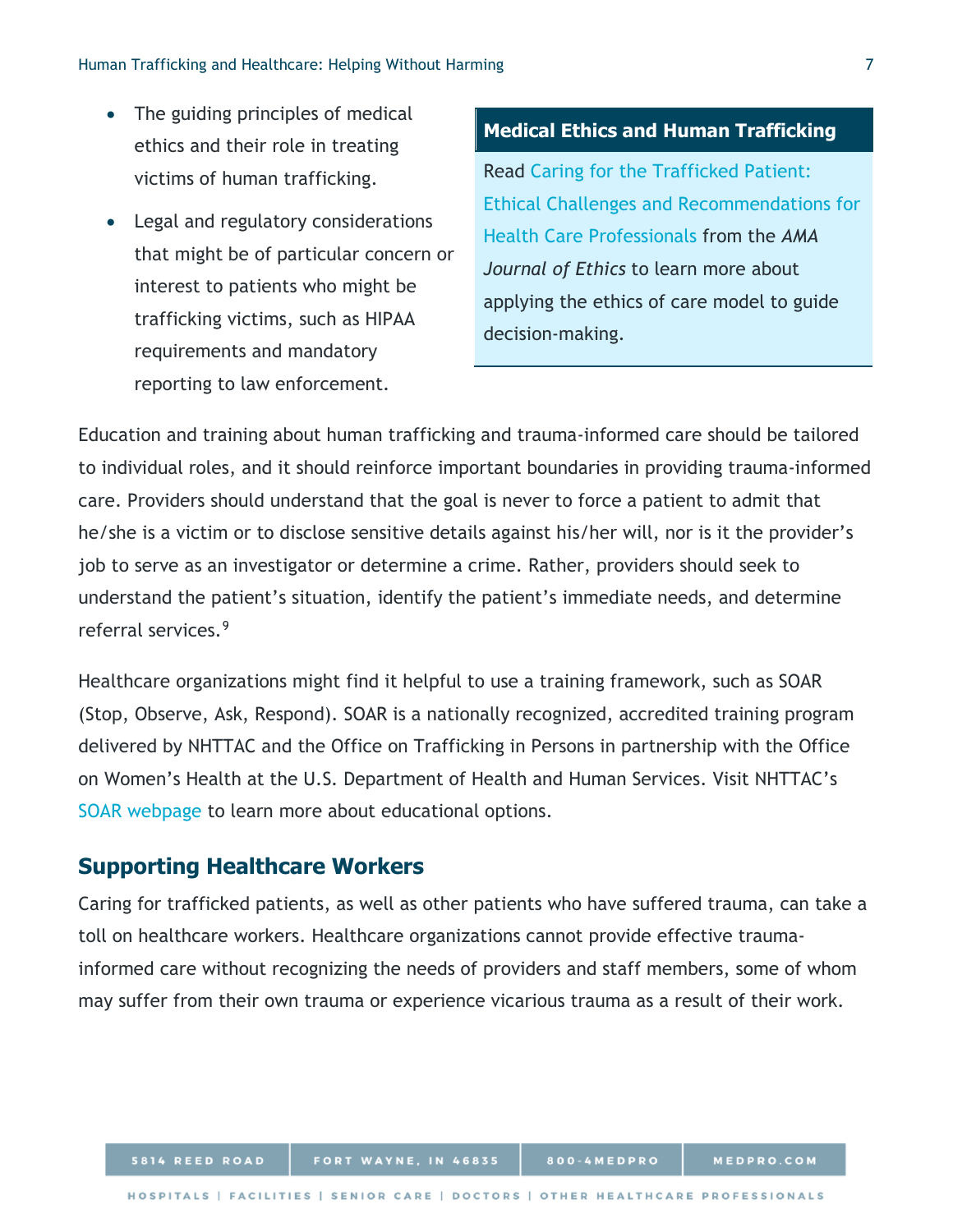- The guiding principles of medical ethics and their role in treating victims of human trafficking.
- Legal and regulatory considerations that might be of particular concern or interest to patients who might be trafficking victims, such as HIPAA requirements and mandatory reporting to law enforcement.

**Medical Ethics and Human Trafficking**

Read Caring for the Trafficked Patient: Ethical Challenges and Recommendations for Health Care Professionals from the *AMA Journal of Ethics* to learn more about applying the ethics of care model to guide decision-making.

Education and training about human trafficking and trauma-informed care should be tailored to individual roles, and it should reinforce important boundaries in providing trauma-informed care. Providers should understand that the goal is never to force a patient to admit that he/she is a victim or to disclose sensitive details against his/her will, nor is it the provider's job to serve as an investigator or determine a crime. Rather, providers should seek to understand the patient's situation, identify the patient's immediate needs, and determine referral services.[9]

Healthcare organizations might find it helpful to use a training framework, such as SOAR (Stop, Observe, Ask, Respond). SOAR is a nationally recognized, accredited training program delivered by NHTTAC and the Office on Trafficking in Persons in partnership with the Office on Women's Health at the U.S. Department of Health and Human Services. Visit NHTTAC's SOAR webpage to learn more about educational options.

## Supporting Healthcare Workers

Caring for trafficked patients, as well as other patients who have suffered trauma, can take a toll on healthcare workers. Healthcare organizations cannot provide effective trauma-informed care without recognizing the needs of providers and staff members, some of whom may suffer from their own trauma or experience vicarious trauma as a result of their work.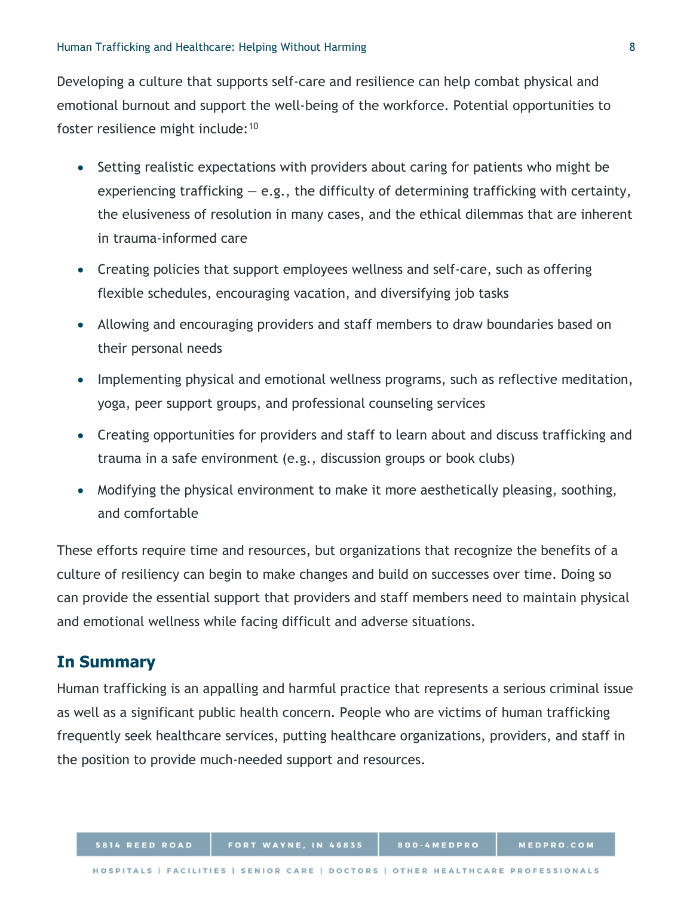Developing a culture that supports self-care and resilience can help combat physical and emotional burnout and support the well-being of the workforce. Potential opportunities to foster resilience might include:[10]

- Setting realistic expectations with providers about caring for patients who might be experiencing trafficking — e.g., the difficulty of determining trafficking with certainty, the elusiveness of resolution in many cases, and the ethical dilemmas that are inherent in trauma-informed care
- Creating policies that support employees wellness and self-care, such as offering flexible schedules, encouraging vacation, and diversifying job tasks
- Allowing and encouraging providers and staff members to draw boundaries based on their personal needs
- Implementing physical and emotional wellness programs, such as reflective meditation, yoga, peer support groups, and professional counseling services
- Creating opportunities for providers and staff to learn about and discuss trafficking and trauma in a safe environment (e.g., discussion groups or book clubs)
- Modifying the physical environment to make it more aesthetically pleasing, soothing, and comfortable

These efforts require time and resources, but organizations that recognize the benefits of a culture of resiliency can begin to make changes and build on successes over time. Doing so can provide the essential support that providers and staff members need to maintain physical and emotional wellness while facing difficult and adverse situations.

## In Summary

Human trafficking is an appalling and harmful practice that represents a serious criminal issue as well as a significant public health concern. People who are victims of human trafficking frequently seek healthcare services, putting healthcare organizations, providers, and staff in the position to provide much-needed support and resources.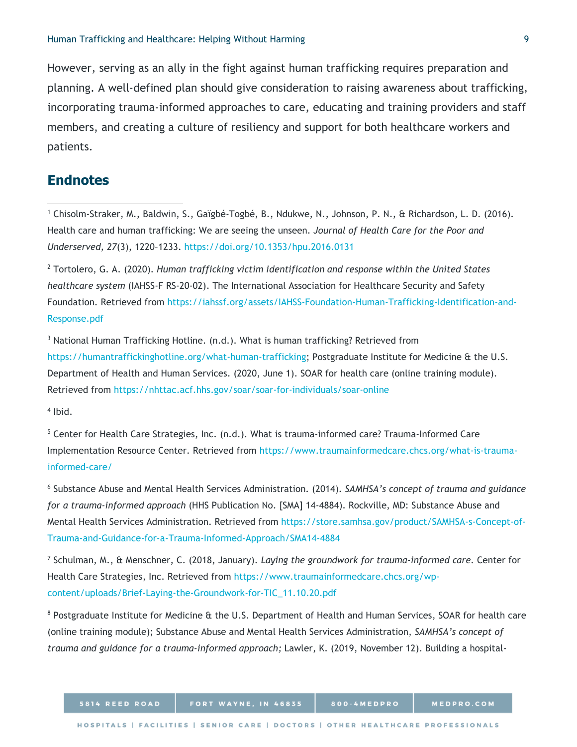However, serving as an ally in the fight against human trafficking requires preparation and planning. A well-defined plan should give consideration to raising awareness about trafficking, incorporating trauma-informed approaches to care, educating and training providers and staff members, and creating a culture of resiliency and support for both healthcare workers and patients.

## Endnotes

[1] Chisolm-Straker, M., Baldwin, S., Gaïgbé-Togbé, B., Ndukwe, N., Johnson, P. N., & Richardson, L. D. (2016). Health care and human trafficking: We are seeing the unseen. *Journal of Health Care for the Poor and Underserved, 27*(3), 1220–1233. https://doi.org/10.1353/hpu.2016.0131

[2] Tortolero, G. A. (2020). *Human trafficking victim identification and response within the United States healthcare system* (IAHSS-F RS-20-02). The International Association for Healthcare Security and Safety Foundation. Retrieved from https://iahssf.org/assets/IAHSS-Foundation-Human-Trafficking-Identification-and-Response.pdf

[3] National Human Trafficking Hotline. (n.d.). What is human trafficking? Retrieved from https://humantraffickinghotline.org/what-human-trafficking; Postgraduate Institute for Medicine & the U.S. Department of Health and Human Services. (2020, June 1). SOAR for health care (online training module). Retrieved from https://nhttac.acf.hhs.gov/soar/soar-for-individuals/soar-online

[4] Ibid.

[5] Center for Health Care Strategies, Inc. (n.d.). What is trauma-informed care? Trauma-Informed Care Implementation Resource Center. Retrieved from https://www.traumainformedcare.chcs.org/what-is-trauma-informed-care/

[6] Substance Abuse and Mental Health Services Administration. (2014). *SAMHSA's concept of trauma and guidance for a trauma-informed approach* (HHS Publication No. [SMA] 14-4884). Rockville, MD: Substance Abuse and Mental Health Services Administration. Retrieved from https://store.samhsa.gov/product/SAMHSA-s-Concept-of-Trauma-and-Guidance-for-a-Trauma-Informed-Approach/SMA14-4884

[7] Schulman, M., & Menschner, C. (2018, January). *Laying the groundwork for trauma-informed care*. Center for Health Care Strategies, Inc. Retrieved from https://www.traumainformedcare.chcs.org/wp-content/uploads/Brief-Laying-the-Groundwork-for-TIC_11.10.20.pdf

[8] Postgraduate Institute for Medicine & the U.S. Department of Health and Human Services, SOAR for health care (online training module); Substance Abuse and Mental Health Services Administration, *SAMHSA's concept of trauma and guidance for a trauma-informed approach;* Lawler, K. (2019, November 12). Building a hospital-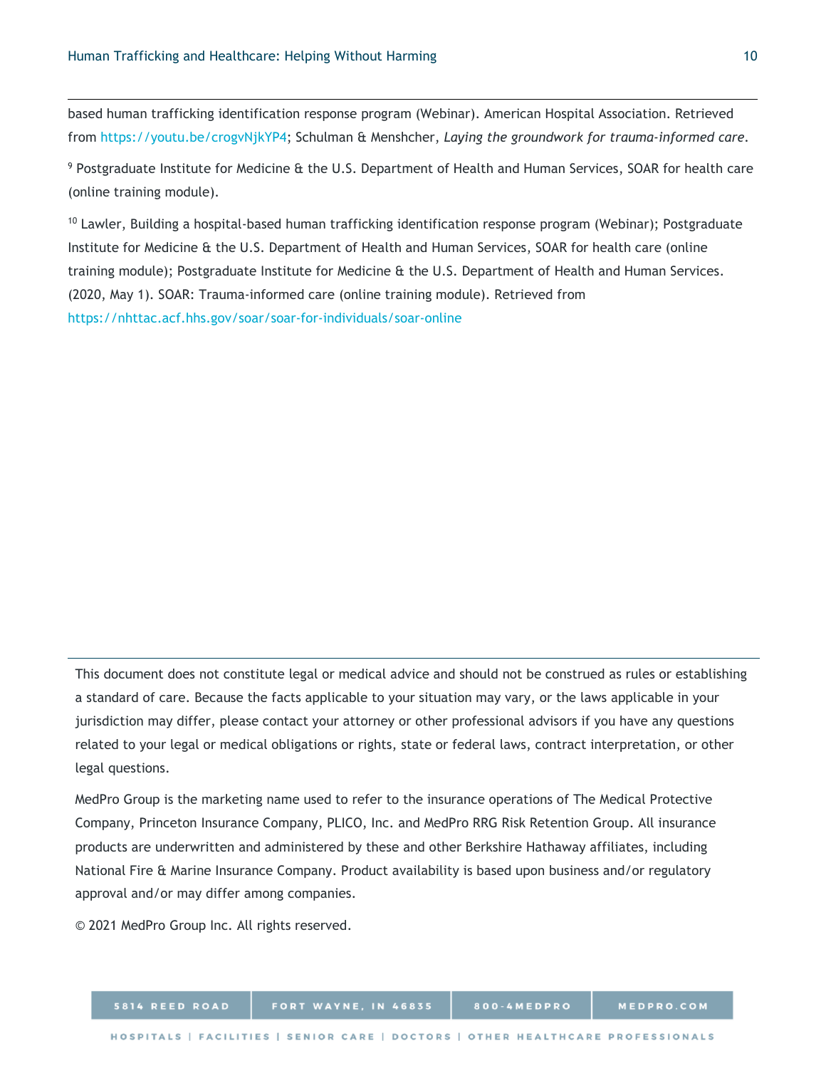based human trafficking identification response program (Webinar). American Hospital Association. Retrieved from https://youtu.be/crogvNjkYP4; Schulman & Menshcher, *Laying the groundwork for trauma-informed care*.

[9] Postgraduate Institute for Medicine & the U.S. Department of Health and Human Services, SOAR for health care (online training module).

[10] Lawler, Building a hospital-based human trafficking identification response program (Webinar); Postgraduate Institute for Medicine & the U.S. Department of Health and Human Services, SOAR for health care (online training module); Postgraduate Institute for Medicine & the U.S. Department of Health and Human Services. (2020, May 1). SOAR: Trauma-informed care (online training module). Retrieved from https://nhttac.acf.hhs.gov/soar/soar-for-individuals/soar-online

---

This document does not constitute legal or medical advice and should not be construed as rules or establishing a standard of care. Because the facts applicable to your situation may vary, or the laws applicable in your jurisdiction may differ, please contact your attorney or other professional advisors if you have any questions related to your legal or medical obligations or rights, state or federal laws, contract interpretation, or other legal questions.

MedPro Group is the marketing name used to refer to the insurance operations of The Medical Protective Company, Princeton Insurance Company, PLICO, Inc. and MedPro RRG Risk Retention Group. All insurance products are underwritten and administered by these and other Berkshire Hathaway affiliates, including National Fire & Marine Insurance Company. Product availability is based upon business and/or regulatory approval and/or may differ among companies.

© 2021 MedPro Group Inc. All rights reserved.

5814 REED ROAD | FORT WAYNE, IN 46835 | 800-4MEDPRO | MEDPRO.COM

HOSPITALS | FACILITIES | SENIOR CARE | DOCTORS | OTHER HEALTHCARE PROFESSIONALS